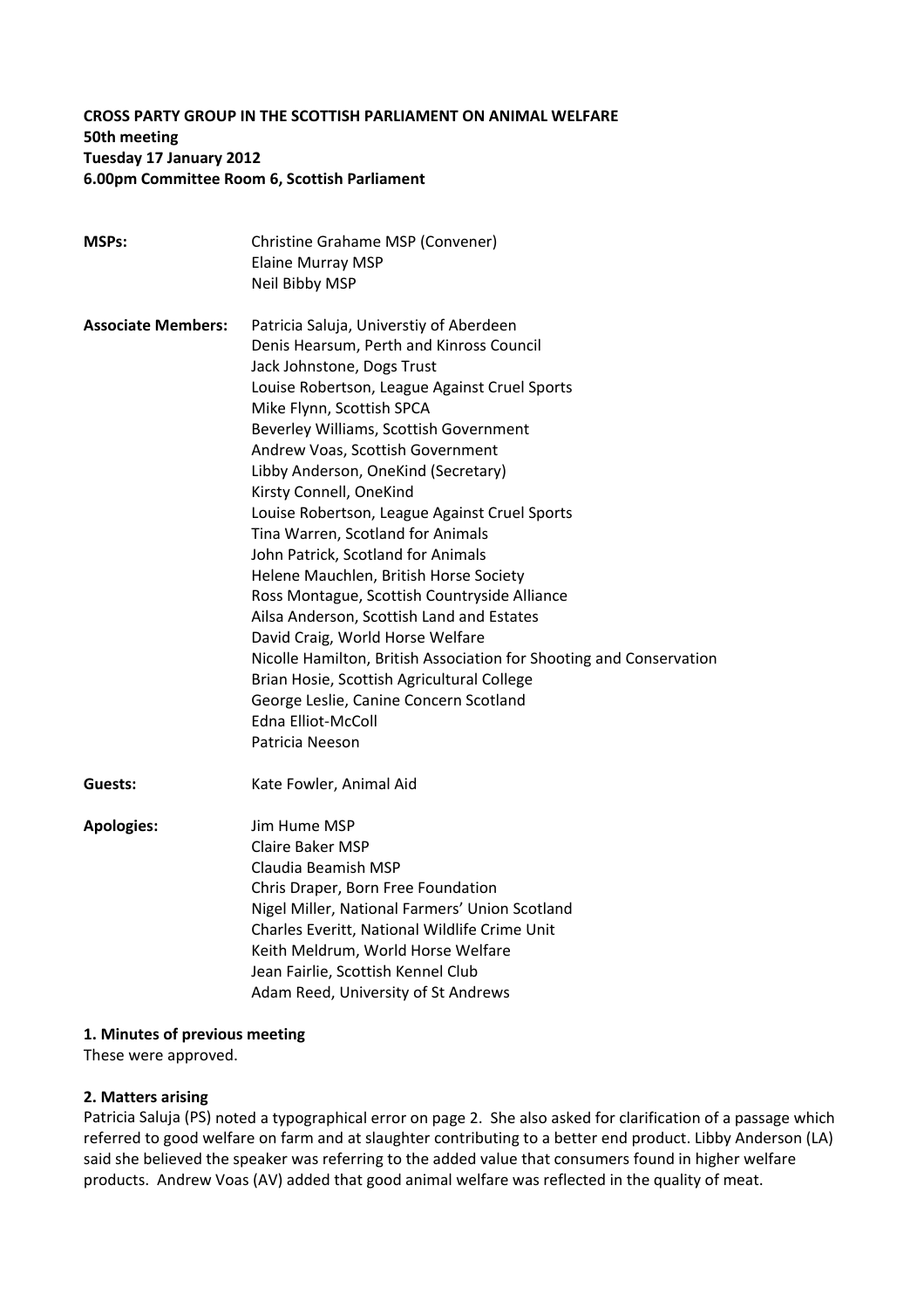**CROSS PARTY GROUP IN THE SCOTTISH PARLIAMENT ON ANIMAL WELFARE**
**50th meeting**
**Tuesday 17 January 2012**
**6.00pm Committee Room 6, Scottish Parliament**

| | |
|---|---|
| **MSPs:** | Christine Grahame MSP (Convener)<br>Elaine Murray MSP<br>Neil Bibby MSP |
| **Associate Members:** | Patricia Saluja, Universtiy of Aberdeen<br>Denis Hearsum, Perth and Kinross Council<br>Jack Johnstone, Dogs Trust<br>Louise Robertson, League Against Cruel Sports<br>Mike Flynn, Scottish SPCA<br>Beverley Williams, Scottish Government<br>Andrew Voas, Scottish Government<br>Libby Anderson, OneKind (Secretary)<br>Kirsty Connell, OneKind<br>Louise Robertson, League Against Cruel Sports<br>Tina Warren, Scotland for Animals<br>John Patrick, Scotland for Animals<br>Helene Mauchlen, British Horse Society<br>Ross Montague, Scottish Countryside Alliance<br>Ailsa Anderson, Scottish Land and Estates<br>David Craig, World Horse Welfare<br>Nicolle Hamilton, British Association for Shooting and Conservation<br>Brian Hosie, Scottish Agricultural College<br>George Leslie, Canine Concern Scotland<br>Edna Elliot-McColl<br>Patricia Neeson |
| **Guests:** | Kate Fowler, Animal Aid |
| **Apologies:** | Jim Hume MSP<br>Claire Baker MSP<br>Claudia Beamish MSP<br>Chris Draper, Born Free Foundation<br>Nigel Miller, National Farmers' Union Scotland<br>Charles Everitt, National Wildlife Crime Unit<br>Keith Meldrum, World Horse Welfare<br>Jean Fairlie, Scottish Kennel Club<br>Adam Reed, University of St Andrews |

**1. Minutes of previous meeting**

These were approved.

**2. Matters arising**

Patricia Saluja (PS) noted a typographical error on page 2. She also asked for clarification of a passage which referred to good welfare on farm and at slaughter contributing to a better end product. Libby Anderson (LA) said she believed the speaker was referring to the added value that consumers found in higher welfare products. Andrew Voas (AV) added that good animal welfare was reflected in the quality of meat.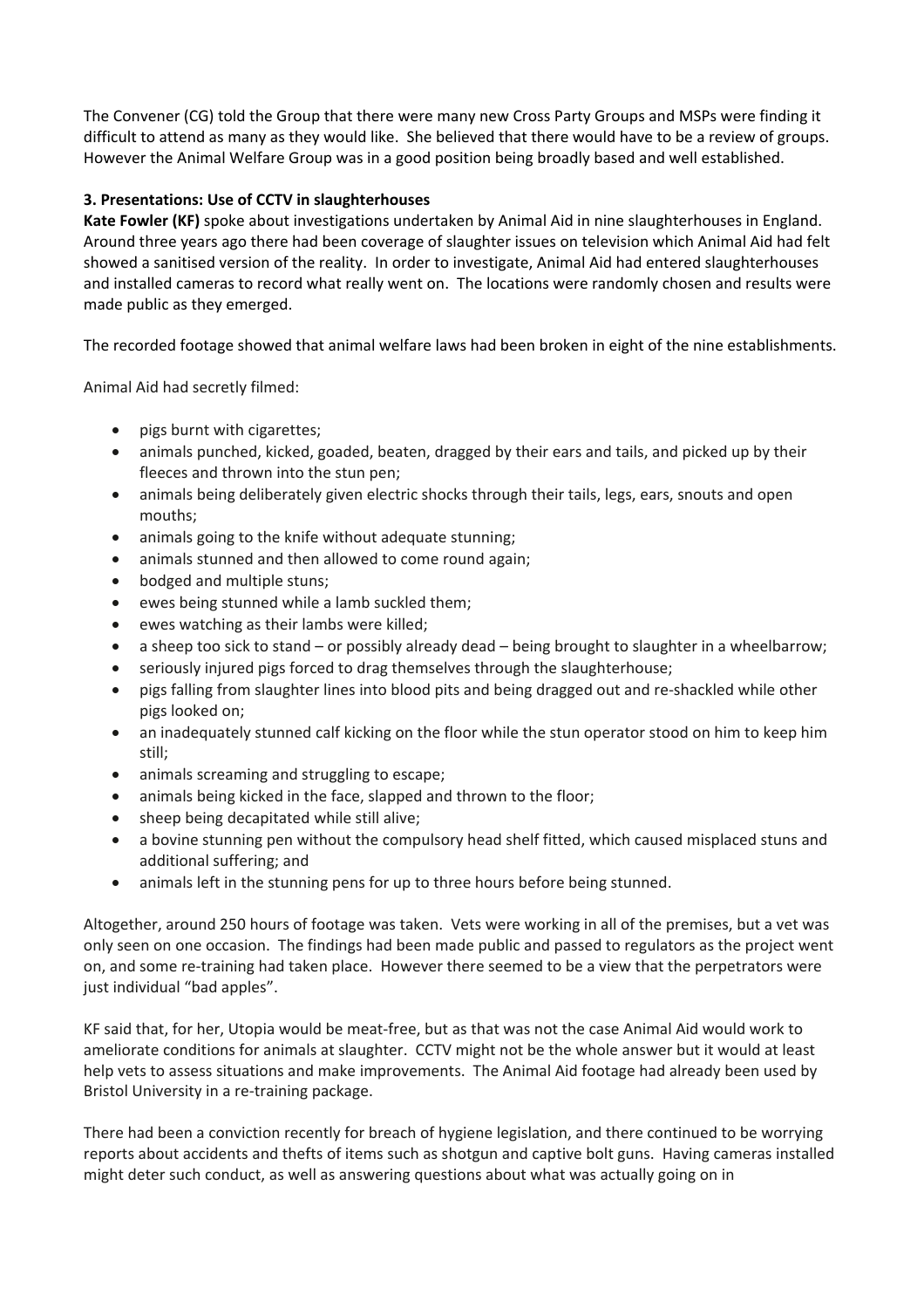The Convener (CG) told the Group that there were many new Cross Party Groups and MSPs were finding it difficult to attend as many as they would like. She believed that there would have to be a review of groups. However the Animal Welfare Group was in a good position being broadly based and well established.

**3. Presentations: Use of CCTV in slaughterhouses**

**Kate Fowler (KF)** spoke about investigations undertaken by Animal Aid in nine slaughterhouses in England. Around three years ago there had been coverage of slaughter issues on television which Animal Aid had felt showed a sanitised version of the reality. In order to investigate, Animal Aid had entered slaughterhouses and installed cameras to record what really went on. The locations were randomly chosen and results were made public as they emerged.

The recorded footage showed that animal welfare laws had been broken in eight of the nine establishments.

Animal Aid had secretly filmed:

- pigs burnt with cigarettes;
- animals punched, kicked, goaded, beaten, dragged by their ears and tails, and picked up by their fleeces and thrown into the stun pen;
- animals being deliberately given electric shocks through their tails, legs, ears, snouts and open mouths;
- animals going to the knife without adequate stunning;
- animals stunned and then allowed to come round again;
- bodged and multiple stuns;
- ewes being stunned while a lamb suckled them;
- ewes watching as their lambs were killed;
- a sheep too sick to stand – or possibly already dead – being brought to slaughter in a wheelbarrow;
- seriously injured pigs forced to drag themselves through the slaughterhouse;
- pigs falling from slaughter lines into blood pits and being dragged out and re-shackled while other pigs looked on;
- an inadequately stunned calf kicking on the floor while the stun operator stood on him to keep him still;
- animals screaming and struggling to escape;
- animals being kicked in the face, slapped and thrown to the floor;
- sheep being decapitated while still alive;
- a bovine stunning pen without the compulsory head shelf fitted, which caused misplaced stuns and additional suffering; and
- animals left in the stunning pens for up to three hours before being stunned.

Altogether, around 250 hours of footage was taken. Vets were working in all of the premises, but a vet was only seen on one occasion. The findings had been made public and passed to regulators as the project went on, and some re-training had taken place. However there seemed to be a view that the perpetrators were just individual "bad apples".

KF said that, for her, Utopia would be meat-free, but as that was not the case Animal Aid would work to ameliorate conditions for animals at slaughter. CCTV might not be the whole answer but it would at least help vets to assess situations and make improvements. The Animal Aid footage had already been used by Bristol University in a re-training package.

There had been a conviction recently for breach of hygiene legislation, and there continued to be worrying reports about accidents and thefts of items such as shotgun and captive bolt guns. Having cameras installed might deter such conduct, as well as answering questions about what was actually going on in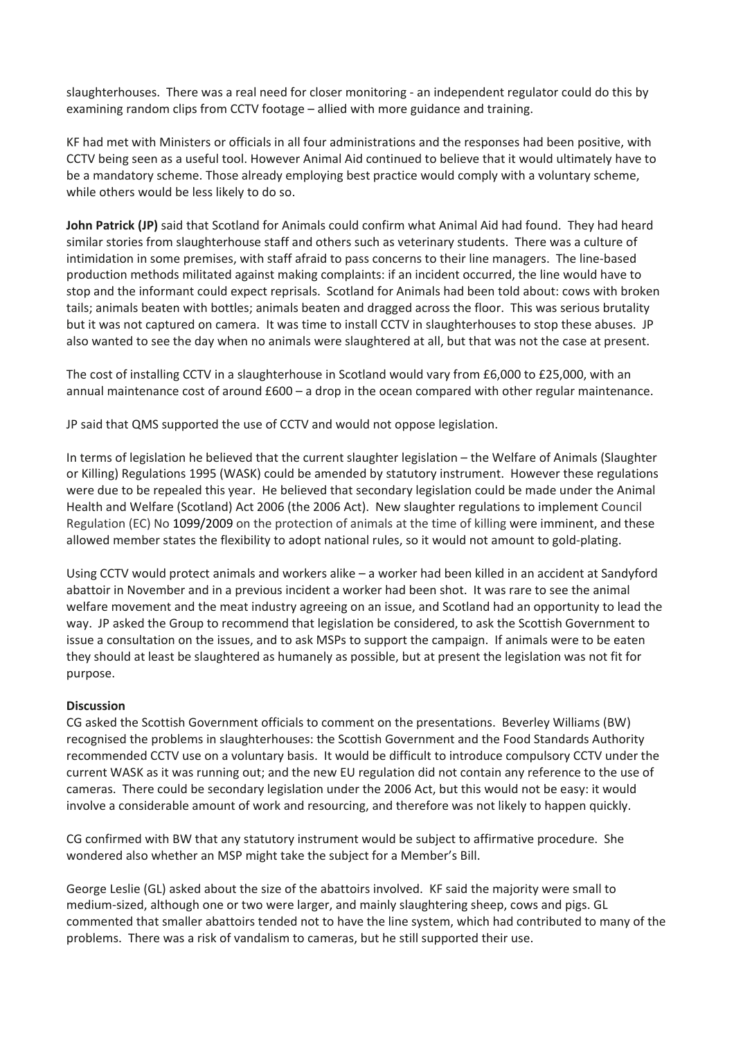slaughterhouses. There was a real need for closer monitoring - an independent regulator could do this by examining random clips from CCTV footage – allied with more guidance and training.

KF had met with Ministers or officials in all four administrations and the responses had been positive, with CCTV being seen as a useful tool. However Animal Aid continued to believe that it would ultimately have to be a mandatory scheme. Those already employing best practice would comply with a voluntary scheme, while others would be less likely to do so.

**John Patrick (JP)** said that Scotland for Animals could confirm what Animal Aid had found. They had heard similar stories from slaughterhouse staff and others such as veterinary students. There was a culture of intimidation in some premises, with staff afraid to pass concerns to their line managers. The line-based production methods militated against making complaints: if an incident occurred, the line would have to stop and the informant could expect reprisals. Scotland for Animals had been told about: cows with broken tails; animals beaten with bottles; animals beaten and dragged across the floor. This was serious brutality but it was not captured on camera. It was time to install CCTV in slaughterhouses to stop these abuses. JP also wanted to see the day when no animals were slaughtered at all, but that was not the case at present.

The cost of installing CCTV in a slaughterhouse in Scotland would vary from £6,000 to £25,000, with an annual maintenance cost of around £600 – a drop in the ocean compared with other regular maintenance.

JP said that QMS supported the use of CCTV and would not oppose legislation.

In terms of legislation he believed that the current slaughter legislation – the Welfare of Animals (Slaughter or Killing) Regulations 1995 (WASK) could be amended by statutory instrument. However these regulations were due to be repealed this year. He believed that secondary legislation could be made under the Animal Health and Welfare (Scotland) Act 2006 (the 2006 Act). New slaughter regulations to implement Council Regulation (EC) No 1099/2009 on the protection of animals at the time of killing were imminent, and these allowed member states the flexibility to adopt national rules, so it would not amount to gold-plating.

Using CCTV would protect animals and workers alike – a worker had been killed in an accident at Sandyford abattoir in November and in a previous incident a worker had been shot. It was rare to see the animal welfare movement and the meat industry agreeing on an issue, and Scotland had an opportunity to lead the way. JP asked the Group to recommend that legislation be considered, to ask the Scottish Government to issue a consultation on the issues, and to ask MSPs to support the campaign. If animals were to be eaten they should at least be slaughtered as humanely as possible, but at present the legislation was not fit for purpose.

**Discussion**

CG asked the Scottish Government officials to comment on the presentations. Beverley Williams (BW) recognised the problems in slaughterhouses: the Scottish Government and the Food Standards Authority recommended CCTV use on a voluntary basis. It would be difficult to introduce compulsory CCTV under the current WASK as it was running out; and the new EU regulation did not contain any reference to the use of cameras. There could be secondary legislation under the 2006 Act, but this would not be easy: it would involve a considerable amount of work and resourcing, and therefore was not likely to happen quickly.

CG confirmed with BW that any statutory instrument would be subject to affirmative procedure. She wondered also whether an MSP might take the subject for a Member's Bill.

George Leslie (GL) asked about the size of the abattoirs involved. KF said the majority were small to medium-sized, although one or two were larger, and mainly slaughtering sheep, cows and pigs. GL commented that smaller abattoirs tended not to have the line system, which had contributed to many of the problems. There was a risk of vandalism to cameras, but he still supported their use.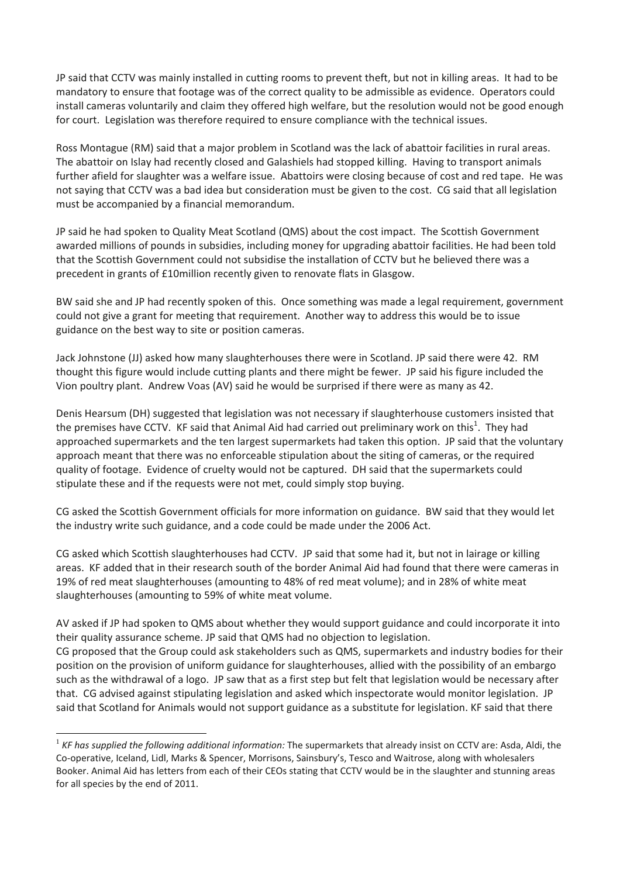JP said that CCTV was mainly installed in cutting rooms to prevent theft, but not in killing areas. It had to be mandatory to ensure that footage was of the correct quality to be admissible as evidence. Operators could install cameras voluntarily and claim they offered high welfare, but the resolution would not be good enough for court. Legislation was therefore required to ensure compliance with the technical issues.

Ross Montague (RM) said that a major problem in Scotland was the lack of abattoir facilities in rural areas. The abattoir on Islay had recently closed and Galashiels had stopped killing. Having to transport animals further afield for slaughter was a welfare issue. Abattoirs were closing because of cost and red tape. He was not saying that CCTV was a bad idea but consideration must be given to the cost. CG said that all legislation must be accompanied by a financial memorandum.

JP said he had spoken to Quality Meat Scotland (QMS) about the cost impact. The Scottish Government awarded millions of pounds in subsidies, including money for upgrading abattoir facilities. He had been told that the Scottish Government could not subsidise the installation of CCTV but he believed there was a precedent in grants of £10million recently given to renovate flats in Glasgow.

BW said she and JP had recently spoken of this. Once something was made a legal requirement, government could not give a grant for meeting that requirement. Another way to address this would be to issue guidance on the best way to site or position cameras.

Jack Johnstone (JJ) asked how many slaughterhouses there were in Scotland. JP said there were 42. RM thought this figure would include cutting plants and there might be fewer. JP said his figure included the Vion poultry plant. Andrew Voas (AV) said he would be surprised if there were as many as 42.

Denis Hearsum (DH) suggested that legislation was not necessary if slaughterhouse customers insisted that the premises have CCTV. KF said that Animal Aid had carried out preliminary work on this[1]. They had approached supermarkets and the ten largest supermarkets had taken this option. JP said that the voluntary approach meant that there was no enforceable stipulation about the siting of cameras, or the required quality of footage. Evidence of cruelty would not be captured. DH said that the supermarkets could stipulate these and if the requests were not met, could simply stop buying.

CG asked the Scottish Government officials for more information on guidance. BW said that they would let the industry write such guidance, and a code could be made under the 2006 Act.

CG asked which Scottish slaughterhouses had CCTV. JP said that some had it, but not in lairage or killing areas. KF added that in their research south of the border Animal Aid had found that there were cameras in 19% of red meat slaughterhouses (amounting to 48% of red meat volume); and in 28% of white meat slaughterhouses (amounting to 59% of white meat volume.

AV asked if JP had spoken to QMS about whether they would support guidance and could incorporate it into their quality assurance scheme. JP said that QMS had no objection to legislation.
CG proposed that the Group could ask stakeholders such as QMS, supermarkets and industry bodies for their position on the provision of uniform guidance for slaughterhouses, allied with the possibility of an embargo such as the withdrawal of a logo. JP saw that as a first step but felt that legislation would be necessary after that. CG advised against stipulating legislation and asked which inspectorate would monitor legislation. JP said that Scotland for Animals would not support guidance as a substitute for legislation. KF said that there

---

[1] *KF has supplied the following additional information:* The supermarkets that already insist on CCTV are: Asda, Aldi, the Co-operative, Iceland, Lidl, Marks & Spencer, Morrisons, Sainsbury's, Tesco and Waitrose, along with wholesalers Booker. Animal Aid has letters from each of their CEOs stating that CCTV would be in the slaughter and stunning areas for all species by the end of 2011.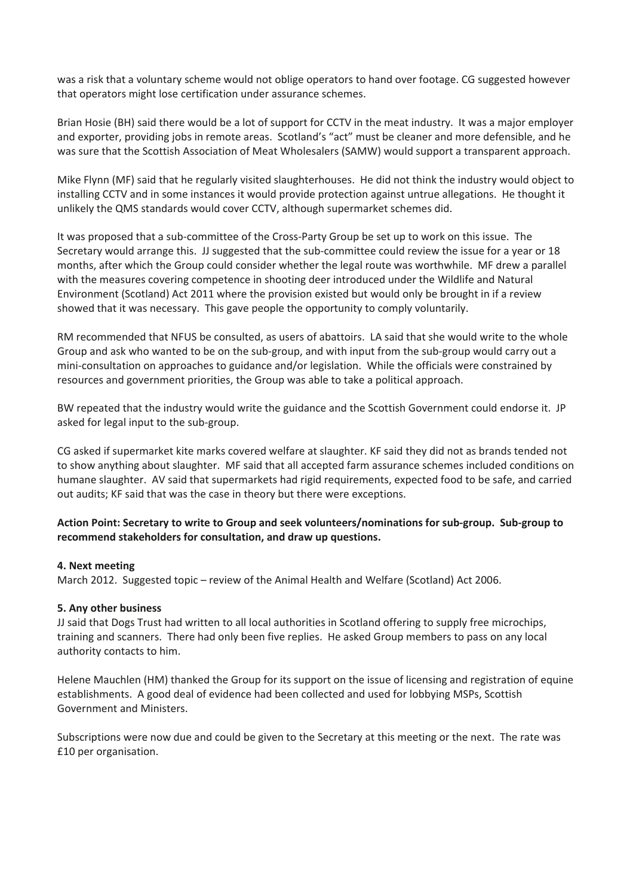was a risk that a voluntary scheme would not oblige operators to hand over footage. CG suggested however that operators might lose certification under assurance schemes.

Brian Hosie (BH) said there would be a lot of support for CCTV in the meat industry. It was a major employer and exporter, providing jobs in remote areas. Scotland's "act" must be cleaner and more defensible, and he was sure that the Scottish Association of Meat Wholesalers (SAMW) would support a transparent approach.

Mike Flynn (MF) said that he regularly visited slaughterhouses. He did not think the industry would object to installing CCTV and in some instances it would provide protection against untrue allegations. He thought it unlikely the QMS standards would cover CCTV, although supermarket schemes did.

It was proposed that a sub-committee of the Cross-Party Group be set up to work on this issue. The Secretary would arrange this. JJ suggested that the sub-committee could review the issue for a year or 18 months, after which the Group could consider whether the legal route was worthwhile. MF drew a parallel with the measures covering competence in shooting deer introduced under the Wildlife and Natural Environment (Scotland) Act 2011 where the provision existed but would only be brought in if a review showed that it was necessary. This gave people the opportunity to comply voluntarily.

RM recommended that NFUS be consulted, as users of abattoirs. LA said that she would write to the whole Group and ask who wanted to be on the sub-group, and with input from the sub-group would carry out a mini-consultation on approaches to guidance and/or legislation. While the officials were constrained by resources and government priorities, the Group was able to take a political approach.

BW repeated that the industry would write the guidance and the Scottish Government could endorse it. JP asked for legal input to the sub-group.

CG asked if supermarket kite marks covered welfare at slaughter. KF said they did not as brands tended not to show anything about slaughter. MF said that all accepted farm assurance schemes included conditions on humane slaughter. AV said that supermarkets had rigid requirements, expected food to be safe, and carried out audits; KF said that was the case in theory but there were exceptions.

**Action Point: Secretary to write to Group and seek volunteers/nominations for sub-group. Sub-group to recommend stakeholders for consultation, and draw up questions.**

**4. Next meeting**

March 2012. Suggested topic – review of the Animal Health and Welfare (Scotland) Act 2006.

**5. Any other business**

JJ said that Dogs Trust had written to all local authorities in Scotland offering to supply free microchips, training and scanners. There had only been five replies. He asked Group members to pass on any local authority contacts to him.

Helene Mauchlen (HM) thanked the Group for its support on the issue of licensing and registration of equine establishments. A good deal of evidence had been collected and used for lobbying MSPs, Scottish Government and Ministers.

Subscriptions were now due and could be given to the Secretary at this meeting or the next. The rate was £10 per organisation.